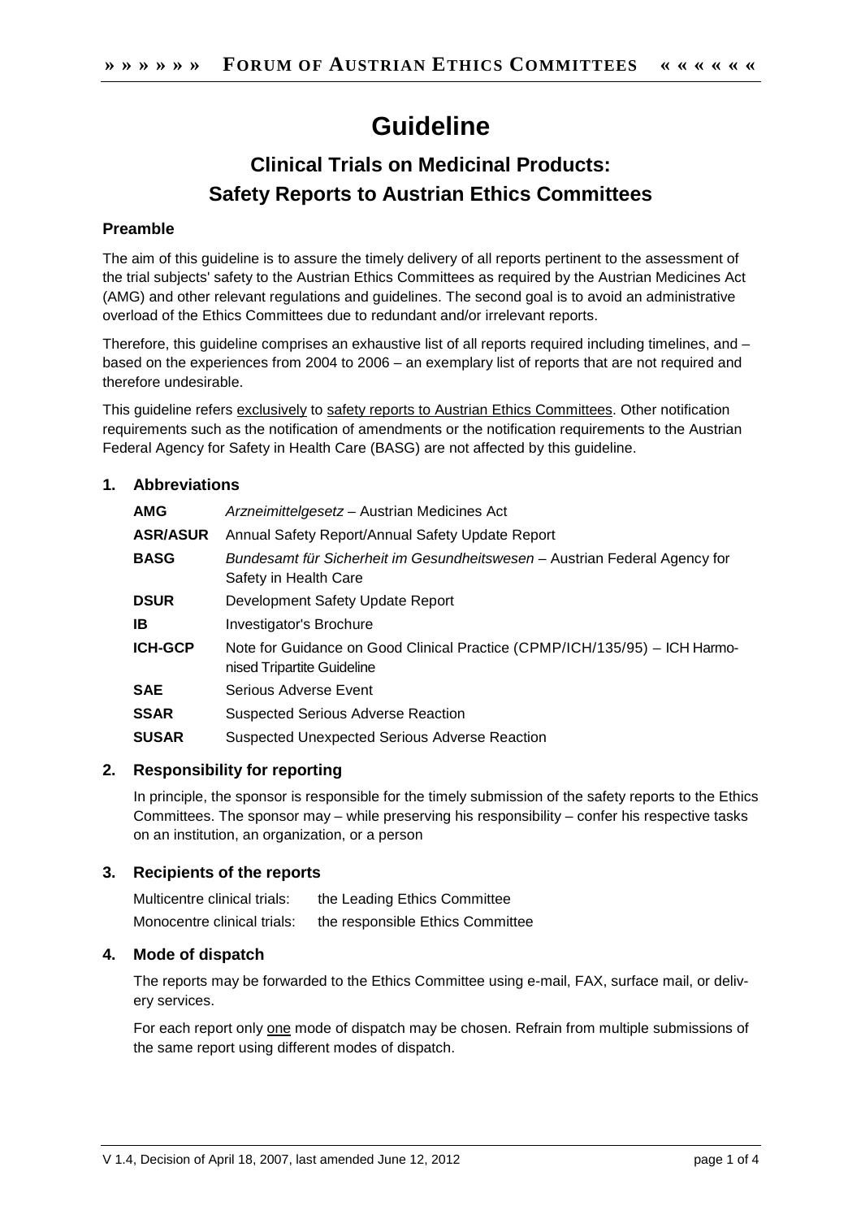# Guideline

## Clinical Trials on Medicinal Products: Safety Reports to Austrian Ethics Committees

### Preamble

The aim of this guideline is to assure the timely delivery of all reports pertinent to the assessment of the trial subjects' safety to the Austrian Ethics Committees as required by the Austrian Medicines Act (AMG) and other relevant regulations and guidelines. The second goal is to avoid an administrative overload of the Ethics Committees due to redundant and/or irrelevant reports.

Therefore, this guideline comprises an exhaustive list of all reports required including timelines, and – based on the experiences from 2004 to 2006 – an exemplary list of reports that are not required and therefore undesirable.

This guideline refers exclusively to safety reports to Austrian Ethics Committees. Other notification requirements such as the notification of amendments or the notification requirements to the Austrian Federal Agency for Safety in Health Care (BASG) are not affected by this guideline.

### 1. Abbreviations

| | |
|---|---|
| **AMG** | *Arzneimittelgesetz* – Austrian Medicines Act |
| **ASR/ASUR** | Annual Safety Report/Annual Safety Update Report |
| **BASG** | *Bundesamt für Sicherheit im Gesundheitswesen* – Austrian Federal Agency for Safety in Health Care |
| **DSUR** | Development Safety Update Report |
| **IB** | Investigator's Brochure |
| **ICH-GCP** | Note for Guidance on Good Clinical Practice (CPMP/ICH/135/95) – ICH Harmonised Tripartite Guideline |
| **SAE** | Serious Adverse Event |
| **SSAR** | Suspected Serious Adverse Reaction |
| **SUSAR** | Suspected Unexpected Serious Adverse Reaction |

### 2. Responsibility for reporting

In principle, the sponsor is responsible for the timely submission of the safety reports to the Ethics Committees. The sponsor may – while preserving his responsibility – confer his respective tasks on an institution, an organization, or a person

### 3. Recipients of the reports

| | |
|---|---|
| Multicentre clinical trials: | the Leading Ethics Committee |
| Monocentre clinical trials: | the responsible Ethics Committee |

### 4. Mode of dispatch

The reports may be forwarded to the Ethics Committee using e-mail, FAX, surface mail, or delivery services.

For each report only one mode of dispatch may be chosen. Refrain from multiple submissions of the same report using different modes of dispatch.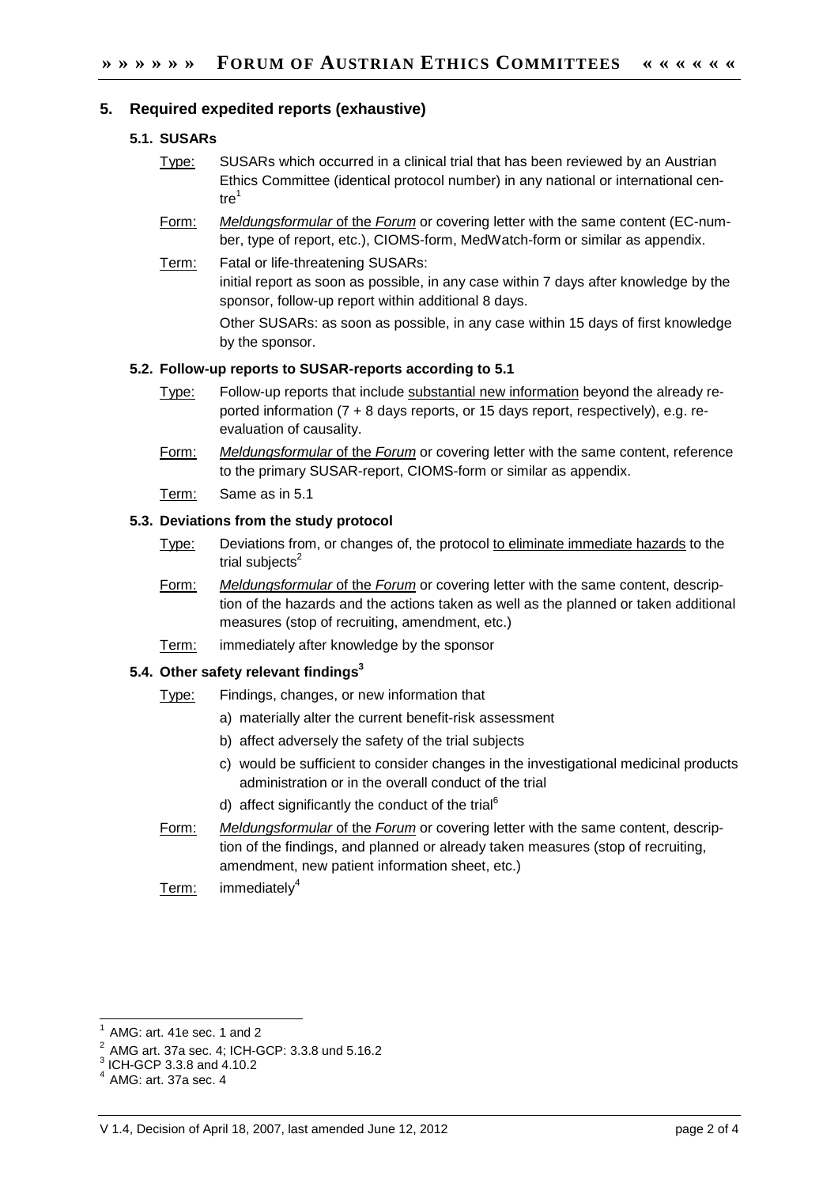## 5. Required expedited reports (exhaustive)

### 5.1. SUSARs

Type: SUSARs which occurred in a clinical trial that has been reviewed by an Austrian Ethics Committee (identical protocol number) in any national or international centre[1]

Form: *Meldungsformular* of the *Forum* or covering letter with the same content (EC-number, type of report, etc.), CIOMS-form, MedWatch-form or similar as appendix.

Term: Fatal or life-threatening SUSARs:
initial report as soon as possible, in any case within 7 days after knowledge by the sponsor, follow-up report within additional 8 days.

Other SUSARs: as soon as possible, in any case within 15 days of first knowledge by the sponsor.

### 5.2. Follow-up reports to SUSAR-reports according to 5.1

Type: Follow-up reports that include substantial new information beyond the already reported information (7 + 8 days reports, or 15 days report, respectively), e.g. re-evaluation of causality.

Form: *Meldungsformular* of the *Forum* or covering letter with the same content, reference to the primary SUSAR-report, CIOMS-form or similar as appendix.

Term: Same as in 5.1

### 5.3. Deviations from the study protocol

Type: Deviations from, or changes of, the protocol to eliminate immediate hazards to the trial subjects[2]

Form: *Meldungsformular* of the *Forum* or covering letter with the same content, description of the hazards and the actions taken as well as the planned or taken additional measures (stop of recruiting, amendment, etc.)

Term: immediately after knowledge by the sponsor

### 5.4. Other safety relevant findings[3]

Type: Findings, changes, or new information that

a) materially alter the current benefit-risk assessment
b) affect adversely the safety of the trial subjects
c) would be sufficient to consider changes in the investigational medicinal products administration or in the overall conduct of the trial
d) affect significantly the conduct of the trial[6]

Form: *Meldungsformular* of the *Forum* or covering letter with the same content, description of the findings, and planned or already taken measures (stop of recruiting, amendment, new patient information sheet, etc.)

Term: immediately[4]

---

[1] AMG: art. 41e sec. 1 and 2
[2] AMG art. 37a sec. 4; ICH-GCP: 3.3.8 und 5.16.2
[3] ICH-GCP 3.3.8 and 4.10.2
[4] AMG: art. 37a sec. 4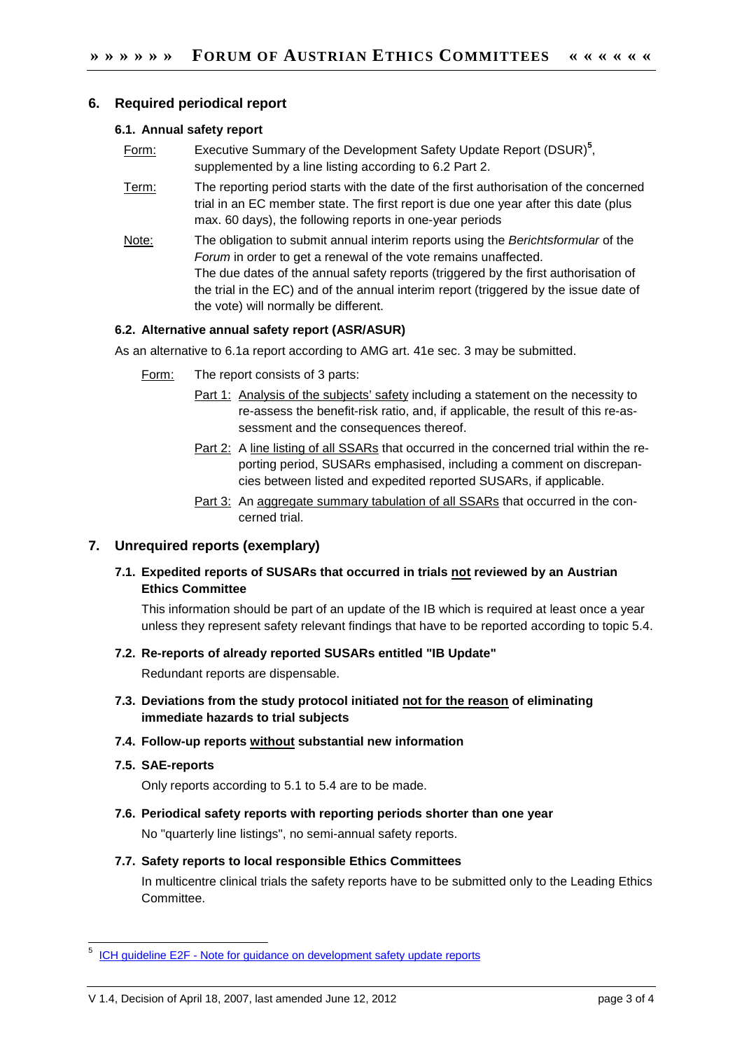## 6. Required periodical report

### 6.1. Annual safety report

Form: Executive Summary of the Development Safety Update Report (DSUR)[5], supplemented by a line listing according to 6.2 Part 2.

Term: The reporting period starts with the date of the first authorisation of the concerned trial in an EC member state. The first report is due one year after this date (plus max. 60 days), the following reports in one-year periods

Note: The obligation to submit annual interim reports using the *Berichtsformular* of the *Forum* in order to get a renewal of the vote remains unaffected.
The due dates of the annual safety reports (triggered by the first authorisation of the trial in the EC) and of the annual interim report (triggered by the issue date of the vote) will normally be different.

### 6.2. Alternative annual safety report (ASR/ASUR)

As an alternative to 6.1a report according to AMG art. 41e sec. 3 may be submitted.

Form: The report consists of 3 parts:

- Part 1: Analysis of the subjects' safety including a statement on the necessity to re-assess the benefit-risk ratio, and, if applicable, the result of this re-assessment and the consequences thereof.
- Part 2: A line listing of all SSARs that occurred in the concerned trial within the reporting period, SUSARs emphasised, including a comment on discrepancies between listed and expedited reported SUSARs, if applicable.
- Part 3: An aggregate summary tabulation of all SSARs that occurred in the concerned trial.

## 7. Unrequired reports (exemplary)

### 7.1. Expedited reports of SUSARs that occurred in trials not reviewed by an Austrian Ethics Committee

This information should be part of an update of the IB which is required at least once a year unless they represent safety relevant findings that have to be reported according to topic 5.4.

### 7.2. Re-reports of already reported SUSARs entitled "IB Update"

Redundant reports are dispensable.

### 7.3. Deviations from the study protocol initiated not for the reason of eliminating immediate hazards to trial subjects

### 7.4. Follow-up reports without substantial new information

### 7.5. SAE-reports

Only reports according to 5.1 to 5.4 are to be made.

### 7.6. Periodical safety reports with reporting periods shorter than one year

No "quarterly line listings", no semi-annual safety reports.

### 7.7. Safety reports to local responsible Ethics Committees

In multicentre clinical trials the safety reports have to be submitted only to the Leading Ethics Committee.

---

[5] ICH guideline E2F - Note for guidance on development safety update reports

V 1.4, Decision of April 18, 2007, last amended June 12, 2012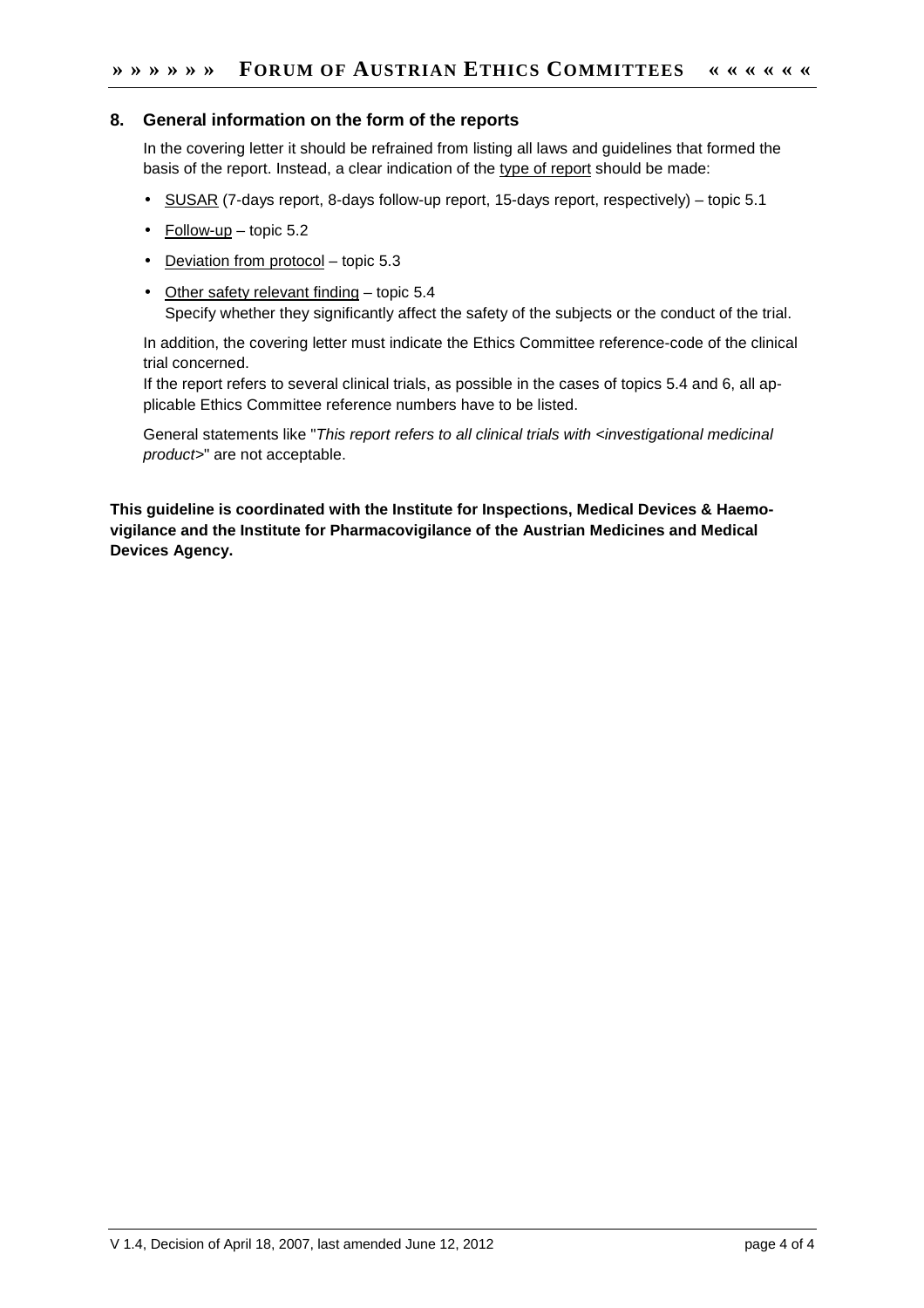## 8. General information on the form of the reports

In the covering letter it should be refrained from listing all laws and guidelines that formed the basis of the report. Instead, a clear indication of the type of report should be made:

- SUSAR (7-days report, 8-days follow-up report, 15-days report, respectively) – topic 5.1
- Follow-up – topic 5.2
- Deviation from protocol – topic 5.3
- Other safety relevant finding – topic 5.4
  Specify whether they significantly affect the safety of the subjects or the conduct of the trial.

In addition, the covering letter must indicate the Ethics Committee reference-code of the clinical trial concerned.
If the report refers to several clinical trials, as possible in the cases of topics 5.4 and 6, all applicable Ethics Committee reference numbers have to be listed.

General statements like "*This report refers to all clinical trials with <investigational medicinal product>*" are not acceptable.

**This guideline is coordinated with the Institute for Inspections, Medical Devices & Haemovigilance and the Institute for Pharmacovigilance of the Austrian Medicines and Medical Devices Agency.**